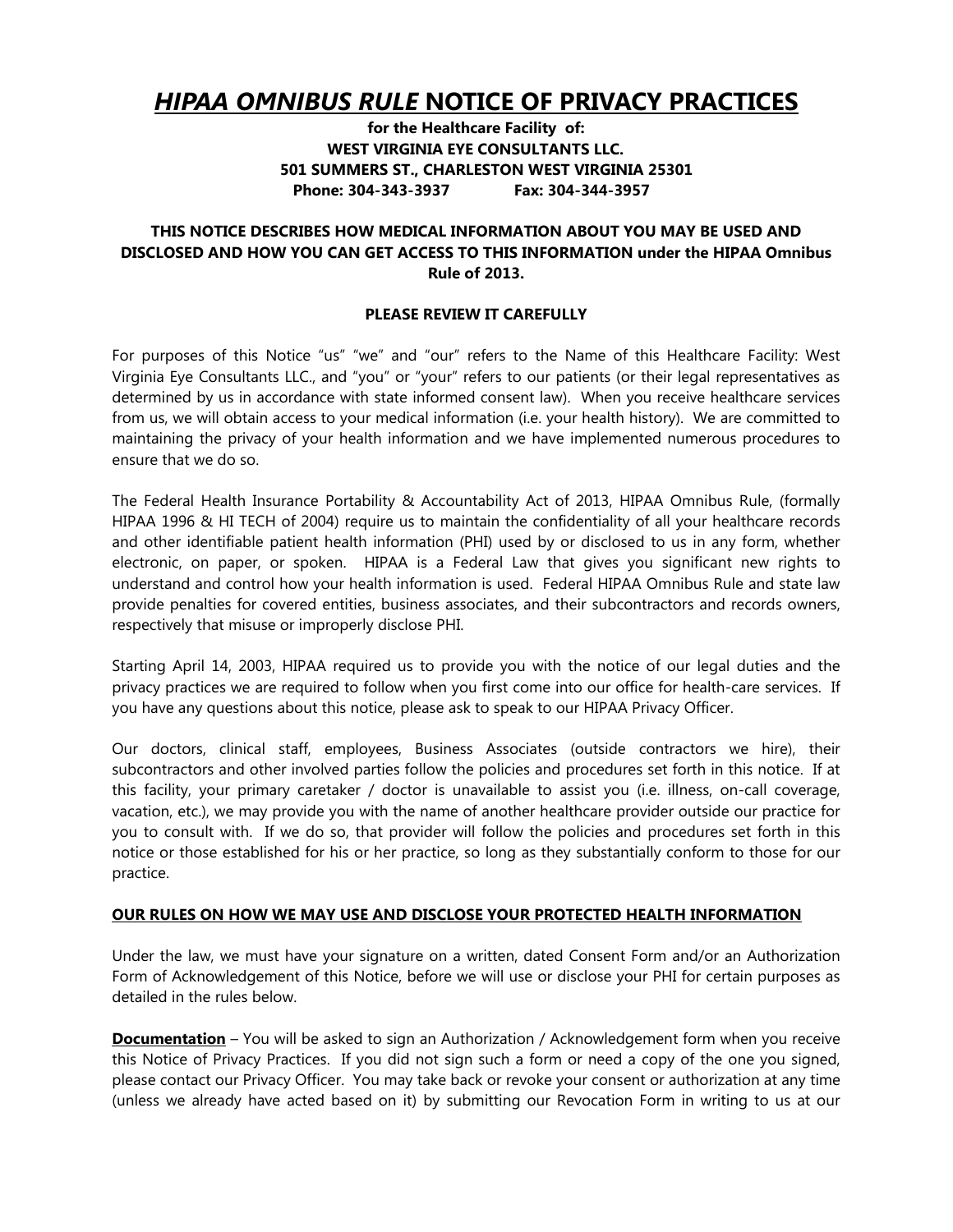# *HIPAA OMNIBUS RULE* NOTICE OF PRIVACY PRACTICES

**for the Healthcare Facility of:**
**WEST VIRGINIA EYE CONSULTANTS LLC.**
**501 SUMMERS ST., CHARLESTON WEST VIRGINIA 25301**
**Phone: 304-343-3937 Fax: 304-344-3957**

**THIS NOTICE DESCRIBES HOW MEDICAL INFORMATION ABOUT YOU MAY BE USED AND DISCLOSED AND HOW YOU CAN GET ACCESS TO THIS INFORMATION under the HIPAA Omnibus Rule of 2013.**

**PLEASE REVIEW IT CAREFULLY**

For purposes of this Notice "us" "we" and "our" refers to the Name of this Healthcare Facility: West Virginia Eye Consultants LLC., and "you" or "your" refers to our patients (or their legal representatives as determined by us in accordance with state informed consent law). When you receive healthcare services from us, we will obtain access to your medical information (i.e. your health history). We are committed to maintaining the privacy of your health information and we have implemented numerous procedures to ensure that we do so.

The Federal Health Insurance Portability & Accountability Act of 2013, HIPAA Omnibus Rule, (formally HIPAA 1996 & HI TECH of 2004) require us to maintain the confidentiality of all your healthcare records and other identifiable patient health information (PHI) used by or disclosed to us in any form, whether electronic, on paper, or spoken. HIPAA is a Federal Law that gives you significant new rights to understand and control how your health information is used. Federal HIPAA Omnibus Rule and state law provide penalties for covered entities, business associates, and their subcontractors and records owners, respectively that misuse or improperly disclose PHI.

Starting April 14, 2003, HIPAA required us to provide you with the notice of our legal duties and the privacy practices we are required to follow when you first come into our office for health-care services. If you have any questions about this notice, please ask to speak to our HIPAA Privacy Officer.

Our doctors, clinical staff, employees, Business Associates (outside contractors we hire), their subcontractors and other involved parties follow the policies and procedures set forth in this notice. If at this facility, your primary caretaker / doctor is unavailable to assist you (i.e. illness, on-call coverage, vacation, etc.), we may provide you with the name of another healthcare provider outside our practice for you to consult with. If we do so, that provider will follow the policies and procedures set forth in this notice or those established for his or her practice, so long as they substantially conform to those for our practice.

## OUR RULES ON HOW WE MAY USE AND DISCLOSE YOUR PROTECTED HEALTH INFORMATION

Under the law, we must have your signature on a written, dated Consent Form and/or an Authorization Form of Acknowledgement of this Notice, before we will use or disclose your PHI for certain purposes as detailed in the rules below.

**Documentation** – You will be asked to sign an Authorization / Acknowledgement form when you receive this Notice of Privacy Practices. If you did not sign such a form or need a copy of the one you signed, please contact our Privacy Officer. You may take back or revoke your consent or authorization at any time (unless we already have acted based on it) by submitting our Revocation Form in writing to us at our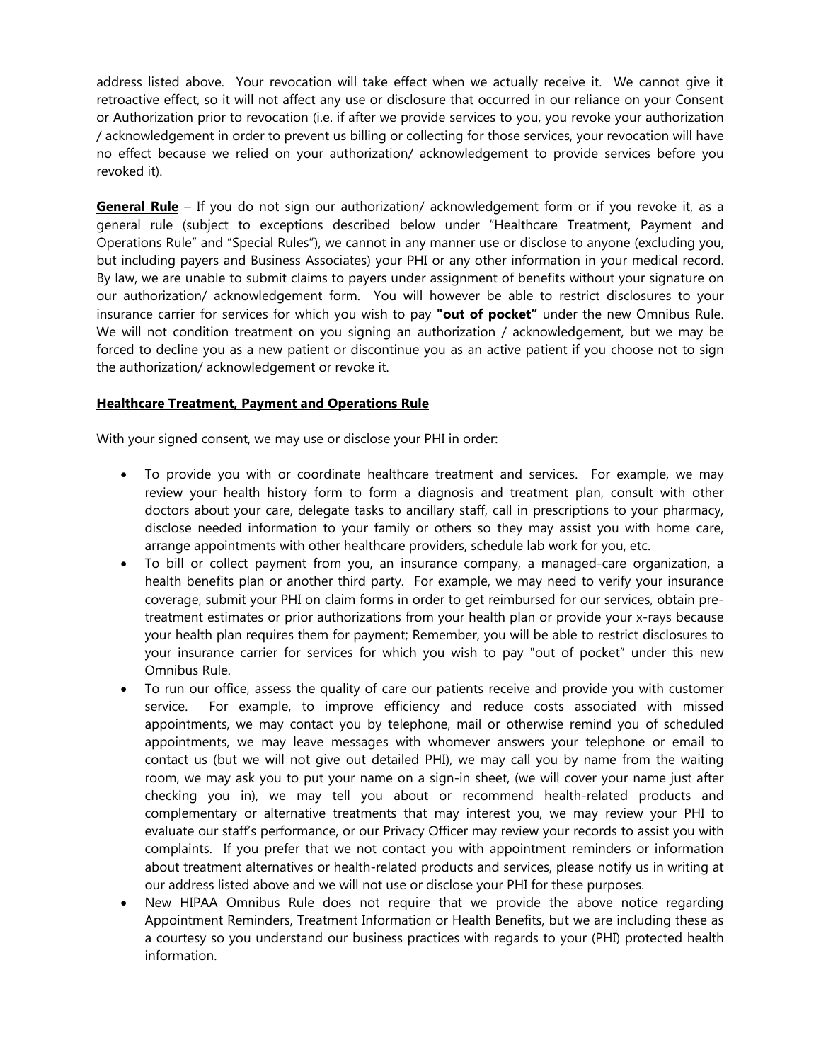address listed above. Your revocation will take effect when we actually receive it. We cannot give it retroactive effect, so it will not affect any use or disclosure that occurred in our reliance on your Consent or Authorization prior to revocation (i.e. if after we provide services to you, you revoke your authorization / acknowledgement in order to prevent us billing or collecting for those services, your revocation will have no effect because we relied on your authorization/ acknowledgement to provide services before you revoked it).

**General Rule** – If you do not sign our authorization/ acknowledgement form or if you revoke it, as a general rule (subject to exceptions described below under "Healthcare Treatment, Payment and Operations Rule" and "Special Rules"), we cannot in any manner use or disclose to anyone (excluding you, but including payers and Business Associates) your PHI or any other information in your medical record. By law, we are unable to submit claims to payers under assignment of benefits without your signature on our authorization/ acknowledgement form. You will however be able to restrict disclosures to your insurance carrier for services for which you wish to pay **"out of pocket"** under the new Omnibus Rule. We will not condition treatment on you signing an authorization / acknowledgement, but we may be forced to decline you as a new patient or discontinue you as an active patient if you choose not to sign the authorization/ acknowledgement or revoke it.

**Healthcare Treatment, Payment and Operations Rule**

With your signed consent, we may use or disclose your PHI in order:

- To provide you with or coordinate healthcare treatment and services. For example, we may review your health history form to form a diagnosis and treatment plan, consult with other doctors about your care, delegate tasks to ancillary staff, call in prescriptions to your pharmacy, disclose needed information to your family or others so they may assist you with home care, arrange appointments with other healthcare providers, schedule lab work for you, etc.
- To bill or collect payment from you, an insurance company, a managed-care organization, a health benefits plan or another third party. For example, we may need to verify your insurance coverage, submit your PHI on claim forms in order to get reimbursed for our services, obtain pre-treatment estimates or prior authorizations from your health plan or provide your x-rays because your health plan requires them for payment; Remember, you will be able to restrict disclosures to your insurance carrier for services for which you wish to pay "out of pocket" under this new Omnibus Rule.
- To run our office, assess the quality of care our patients receive and provide you with customer service. For example, to improve efficiency and reduce costs associated with missed appointments, we may contact you by telephone, mail or otherwise remind you of scheduled appointments, we may leave messages with whomever answers your telephone or email to contact us (but we will not give out detailed PHI), we may call you by name from the waiting room, we may ask you to put your name on a sign-in sheet, (we will cover your name just after checking you in), we may tell you about or recommend health-related products and complementary or alternative treatments that may interest you, we may review your PHI to evaluate our staff's performance, or our Privacy Officer may review your records to assist you with complaints. If you prefer that we not contact you with appointment reminders or information about treatment alternatives or health-related products and services, please notify us in writing at our address listed above and we will not use or disclose your PHI for these purposes.
- New HIPAA Omnibus Rule does not require that we provide the above notice regarding Appointment Reminders, Treatment Information or Health Benefits, but we are including these as a courtesy so you understand our business practices with regards to your (PHI) protected health information.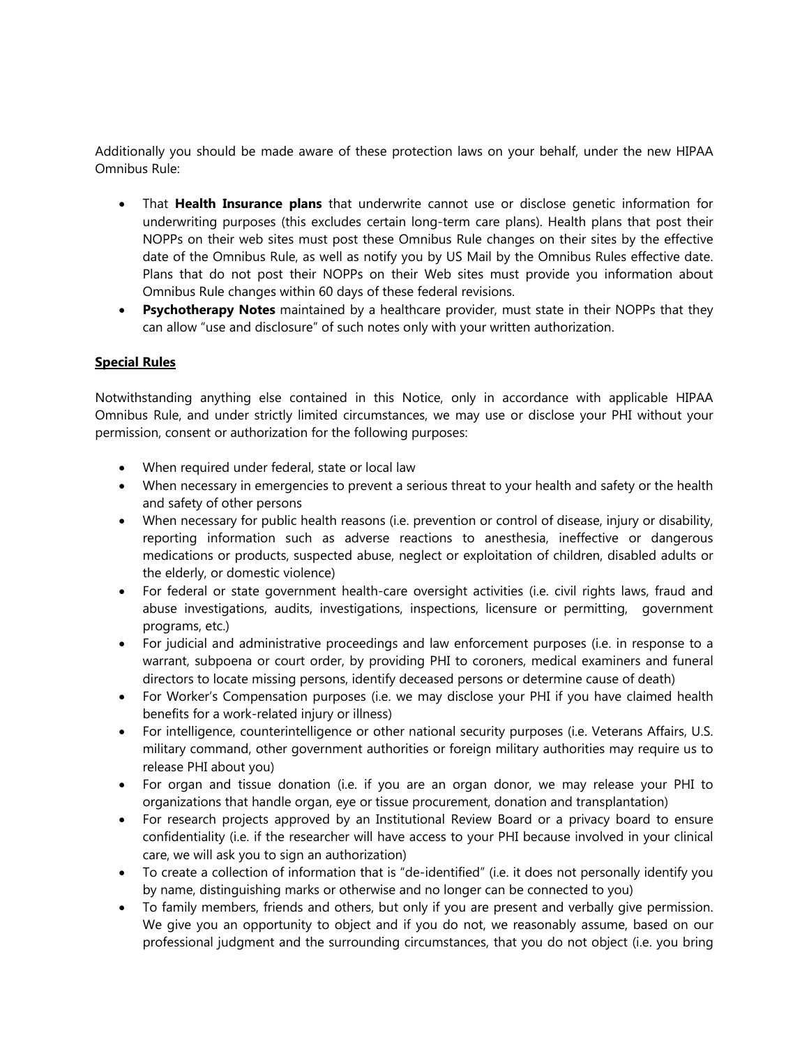Additionally you should be made aware of these protection laws on your behalf, under the new HIPAA Omnibus Rule:

- That **Health Insurance plans** that underwrite cannot use or disclose genetic information for underwriting purposes (this excludes certain long-term care plans). Health plans that post their NOPPs on their web sites must post these Omnibus Rule changes on their sites by the effective date of the Omnibus Rule, as well as notify you by US Mail by the Omnibus Rules effective date. Plans that do not post their NOPPs on their Web sites must provide you information about Omnibus Rule changes within 60 days of these federal revisions.
- **Psychotherapy Notes** maintained by a healthcare provider, must state in their NOPPs that they can allow "use and disclosure" of such notes only with your written authorization.

**Special Rules**

Notwithstanding anything else contained in this Notice, only in accordance with applicable HIPAA Omnibus Rule, and under strictly limited circumstances, we may use or disclose your PHI without your permission, consent or authorization for the following purposes:

- When required under federal, state or local law
- When necessary in emergencies to prevent a serious threat to your health and safety or the health and safety of other persons
- When necessary for public health reasons (i.e. prevention or control of disease, injury or disability, reporting information such as adverse reactions to anesthesia, ineffective or dangerous medications or products, suspected abuse, neglect or exploitation of children, disabled adults or the elderly, or domestic violence)
- For federal or state government health-care oversight activities (i.e. civil rights laws, fraud and abuse investigations, audits, investigations, inspections, licensure or permitting, government programs, etc.)
- For judicial and administrative proceedings and law enforcement purposes (i.e. in response to a warrant, subpoena or court order, by providing PHI to coroners, medical examiners and funeral directors to locate missing persons, identify deceased persons or determine cause of death)
- For Worker's Compensation purposes (i.e. we may disclose your PHI if you have claimed health benefits for a work-related injury or illness)
- For intelligence, counterintelligence or other national security purposes (i.e. Veterans Affairs, U.S. military command, other government authorities or foreign military authorities may require us to release PHI about you)
- For organ and tissue donation (i.e. if you are an organ donor, we may release your PHI to organizations that handle organ, eye or tissue procurement, donation and transplantation)
- For research projects approved by an Institutional Review Board or a privacy board to ensure confidentiality (i.e. if the researcher will have access to your PHI because involved in your clinical care, we will ask you to sign an authorization)
- To create a collection of information that is "de-identified" (i.e. it does not personally identify you by name, distinguishing marks or otherwise and no longer can be connected to you)
- To family members, friends and others, but only if you are present and verbally give permission. We give you an opportunity to object and if you do not, we reasonably assume, based on our professional judgment and the surrounding circumstances, that you do not object (i.e. you bring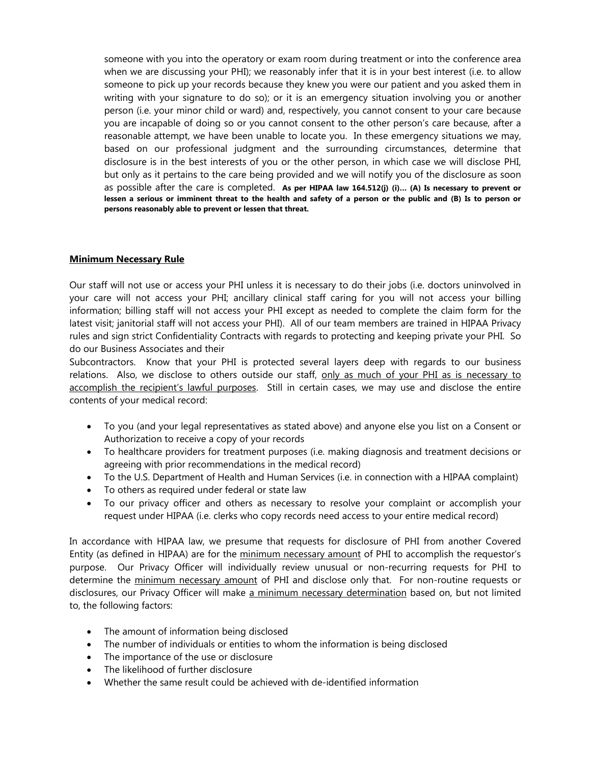someone with you into the operatory or exam room during treatment or into the conference area when we are discussing your PHI); we reasonably infer that it is in your best interest (i.e. to allow someone to pick up your records because they knew you were our patient and you asked them in writing with your signature to do so); or it is an emergency situation involving you or another person (i.e. your minor child or ward) and, respectively, you cannot consent to your care because you are incapable of doing so or you cannot consent to the other person's care because, after a reasonable attempt, we have been unable to locate you. In these emergency situations we may, based on our professional judgment and the surrounding circumstances, determine that disclosure is in the best interests of you or the other person, in which case we will disclose PHI, but only as it pertains to the care being provided and we will notify you of the disclosure as soon as possible after the care is completed. **As per HIPAA law 164.512(j) (i)… (A) Is necessary to prevent or lessen a serious or imminent threat to the health and safety of a person or the public and (B) Is to person or persons reasonably able to prevent or lessen that threat.**

**<u>Minimum Necessary Rule</u>**

Our staff will not use or access your PHI unless it is necessary to do their jobs (i.e. doctors uninvolved in your care will not access your PHI; ancillary clinical staff caring for you will not access your billing information; billing staff will not access your PHI except as needed to complete the claim form for the latest visit; janitorial staff will not access your PHI). All of our team members are trained in HIPAA Privacy rules and sign strict Confidentiality Contracts with regards to protecting and keeping private your PHI. So do our Business Associates and their Subcontractors. Know that your PHI is protected several layers deep with regards to our business relations. Also, we disclose to others outside our staff, <u>only as much of your PHI as is necessary to accomplish the recipient's lawful purposes</u>. Still in certain cases, we may use and disclose the entire contents of your medical record:

- To you (and your legal representatives as stated above) and anyone else you list on a Consent or Authorization to receive a copy of your records
- To healthcare providers for treatment purposes (i.e. making diagnosis and treatment decisions or agreeing with prior recommendations in the medical record)
- To the U.S. Department of Health and Human Services (i.e. in connection with a HIPAA complaint)
- To others as required under federal or state law
- To our privacy officer and others as necessary to resolve your complaint or accomplish your request under HIPAA (i.e. clerks who copy records need access to your entire medical record)

In accordance with HIPAA law, we presume that requests for disclosure of PHI from another Covered Entity (as defined in HIPAA) are for the <u>minimum necessary amount</u> of PHI to accomplish the requestor's purpose. Our Privacy Officer will individually review unusual or non-recurring requests for PHI to determine the <u>minimum necessary amount</u> of PHI and disclose only that. For non-routine requests or disclosures, our Privacy Officer will make <u>a minimum necessary determination</u> based on, but not limited to, the following factors:

- The amount of information being disclosed
- The number of individuals or entities to whom the information is being disclosed
- The importance of the use or disclosure
- The likelihood of further disclosure
- Whether the same result could be achieved with de-identified information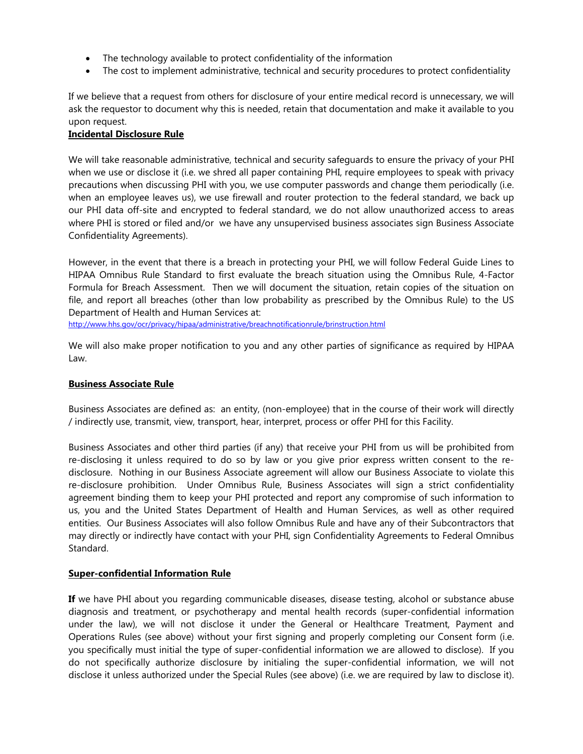- The technology available to protect confidentiality of the information
- The cost to implement administrative, technical and security procedures to protect confidentiality

If we believe that a request from others for disclosure of your entire medical record is unnecessary, we will ask the requestor to document why this is needed, retain that documentation and make it available to you upon request.

**Incidental Disclosure Rule**

We will take reasonable administrative, technical and security safeguards to ensure the privacy of your PHI when we use or disclose it (i.e. we shred all paper containing PHI, require employees to speak with privacy precautions when discussing PHI with you, we use computer passwords and change them periodically (i.e. when an employee leaves us), we use firewall and router protection to the federal standard, we back up our PHI data off-site and encrypted to federal standard, we do not allow unauthorized access to areas where PHI is stored or filed and/or we have any unsupervised business associates sign Business Associate Confidentiality Agreements).

However, in the event that there is a breach in protecting your PHI, we will follow Federal Guide Lines to HIPAA Omnibus Rule Standard to first evaluate the breach situation using the Omnibus Rule, 4-Factor Formula for Breach Assessment. Then we will document the situation, retain copies of the situation on file, and report all breaches (other than low probability as prescribed by the Omnibus Rule) to the US Department of Health and Human Services at:
http://www.hhs.gov/ocr/privacy/hipaa/administrative/breachnotificationrule/brinstruction.html

We will also make proper notification to you and any other parties of significance as required by HIPAA Law.

**Business Associate Rule**

Business Associates are defined as: an entity, (non-employee) that in the course of their work will directly / indirectly use, transmit, view, transport, hear, interpret, process or offer PHI for this Facility.

Business Associates and other third parties (if any) that receive your PHI from us will be prohibited from re-disclosing it unless required to do so by law or you give prior express written consent to the re-disclosure. Nothing in our Business Associate agreement will allow our Business Associate to violate this re-disclosure prohibition. Under Omnibus Rule, Business Associates will sign a strict confidentiality agreement binding them to keep your PHI protected and report any compromise of such information to us, you and the United States Department of Health and Human Services, as well as other required entities. Our Business Associates will also follow Omnibus Rule and have any of their Subcontractors that may directly or indirectly have contact with your PHI, sign Confidentiality Agreements to Federal Omnibus Standard.

**Super-confidential Information Rule**

**If** we have PHI about you regarding communicable diseases, disease testing, alcohol or substance abuse diagnosis and treatment, or psychotherapy and mental health records (super-confidential information under the law), we will not disclose it under the General or Healthcare Treatment, Payment and Operations Rules (see above) without your first signing and properly completing our Consent form (i.e. you specifically must initial the type of super-confidential information we are allowed to disclose). If you do not specifically authorize disclosure by initialing the super-confidential information, we will not disclose it unless authorized under the Special Rules (see above) (i.e. we are required by law to disclose it).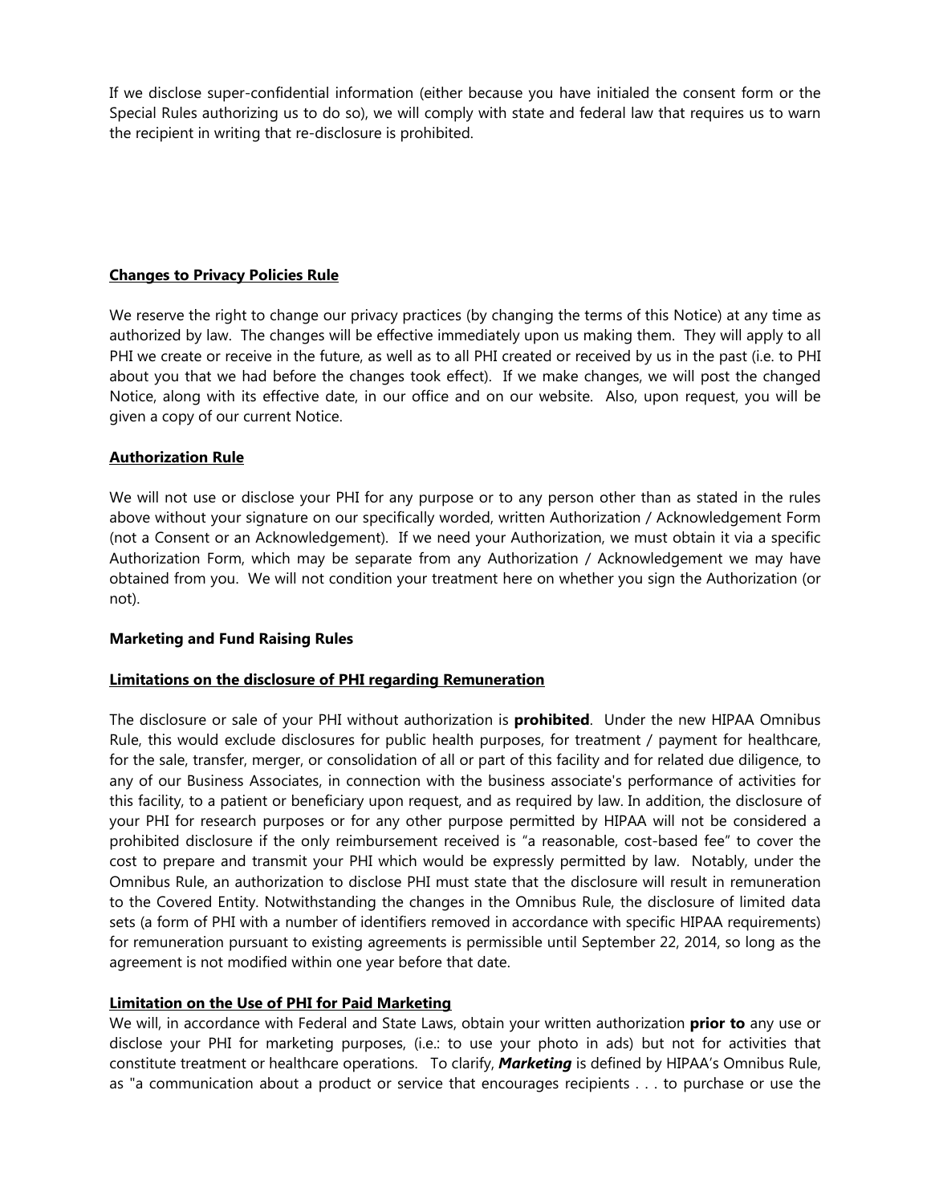If we disclose super-confidential information (either because you have initialed the consent form or the Special Rules authorizing us to do so), we will comply with state and federal law that requires us to warn the recipient in writing that re-disclosure is prohibited.

## **Changes to Privacy Policies Rule**

We reserve the right to change our privacy practices (by changing the terms of this Notice) at any time as authorized by law. The changes will be effective immediately upon us making them. They will apply to all PHI we create or receive in the future, as well as to all PHI created or received by us in the past (i.e. to PHI about you that we had before the changes took effect). If we make changes, we will post the changed Notice, along with its effective date, in our office and on our website. Also, upon request, you will be given a copy of our current Notice.

## **Authorization Rule**

We will not use or disclose your PHI for any purpose or to any person other than as stated in the rules above without your signature on our specifically worded, written Authorization / Acknowledgement Form (not a Consent or an Acknowledgement). If we need your Authorization, we must obtain it via a specific Authorization Form, which may be separate from any Authorization / Acknowledgement we may have obtained from you. We will not condition your treatment here on whether you sign the Authorization (or not).

## **Marketing and Fund Raising Rules**

### **Limitations on the disclosure of PHI regarding Remuneration**

The disclosure or sale of your PHI without authorization is **prohibited**. Under the new HIPAA Omnibus Rule, this would exclude disclosures for public health purposes, for treatment / payment for healthcare, for the sale, transfer, merger, or consolidation of all or part of this facility and for related due diligence, to any of our Business Associates, in connection with the business associate's performance of activities for this facility, to a patient or beneficiary upon request, and as required by law. In addition, the disclosure of your PHI for research purposes or for any other purpose permitted by HIPAA will not be considered a prohibited disclosure if the only reimbursement received is "a reasonable, cost-based fee" to cover the cost to prepare and transmit your PHI which would be expressly permitted by law. Notably, under the Omnibus Rule, an authorization to disclose PHI must state that the disclosure will result in remuneration to the Covered Entity. Notwithstanding the changes in the Omnibus Rule, the disclosure of limited data sets (a form of PHI with a number of identifiers removed in accordance with specific HIPAA requirements) for remuneration pursuant to existing agreements is permissible until September 22, 2014, so long as the agreement is not modified within one year before that date.

### **Limitation on the Use of PHI for Paid Marketing**

We will, in accordance with Federal and State Laws, obtain your written authorization **prior to** any use or disclose your PHI for marketing purposes, (i.e.: to use your photo in ads) but not for activities that constitute treatment or healthcare operations. To clarify, ***Marketing*** is defined by HIPAA's Omnibus Rule, as "a communication about a product or service that encourages recipients . . . to purchase or use the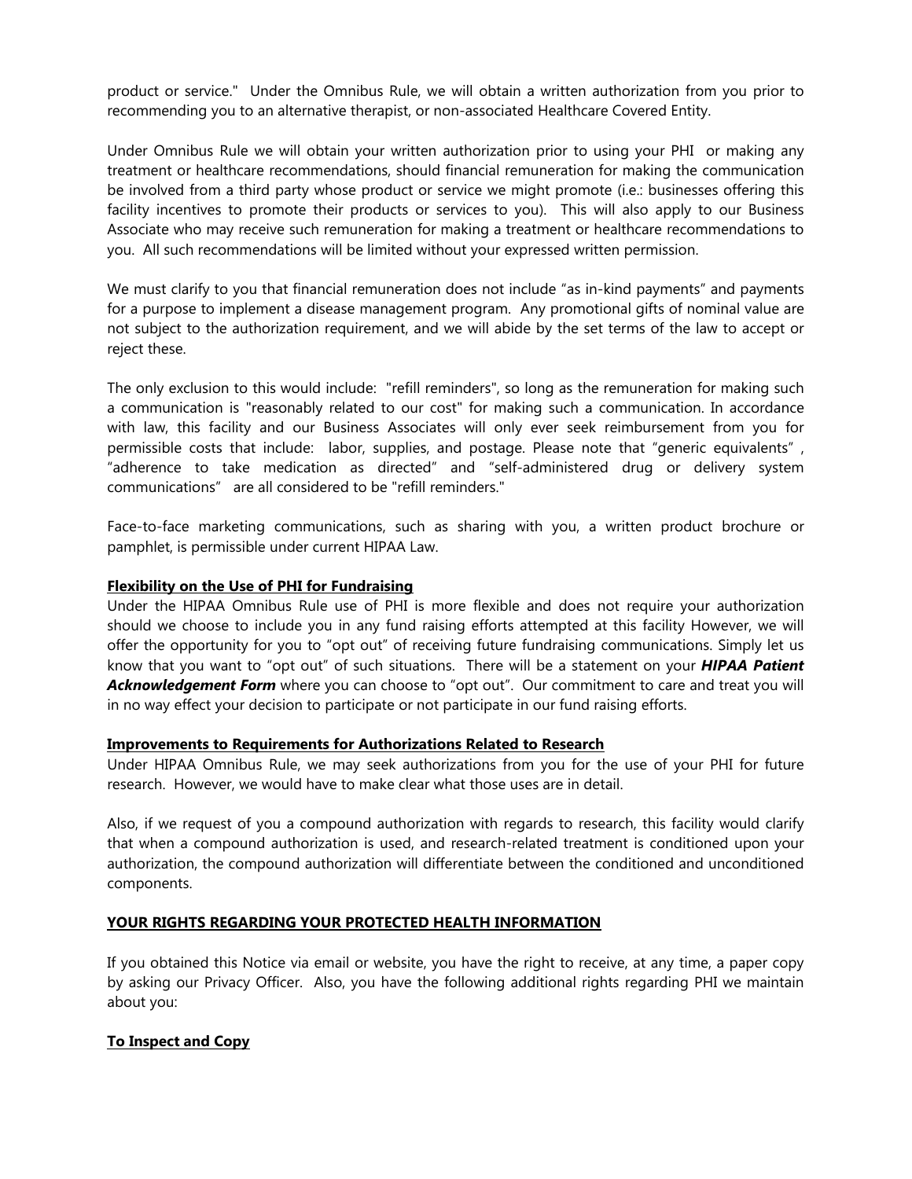product or service." Under the Omnibus Rule, we will obtain a written authorization from you prior to recommending you to an alternative therapist, or non-associated Healthcare Covered Entity.

Under Omnibus Rule we will obtain your written authorization prior to using your PHI or making any treatment or healthcare recommendations, should financial remuneration for making the communication be involved from a third party whose product or service we might promote (i.e.: businesses offering this facility incentives to promote their products or services to you). This will also apply to our Business Associate who may receive such remuneration for making a treatment or healthcare recommendations to you. All such recommendations will be limited without your expressed written permission.

We must clarify to you that financial remuneration does not include "as in-kind payments" and payments for a purpose to implement a disease management program. Any promotional gifts of nominal value are not subject to the authorization requirement, and we will abide by the set terms of the law to accept or reject these.

The only exclusion to this would include: "refill reminders", so long as the remuneration for making such a communication is "reasonably related to our cost" for making such a communication. In accordance with law, this facility and our Business Associates will only ever seek reimbursement from you for permissible costs that include: labor, supplies, and postage. Please note that "generic equivalents", "adherence to take medication as directed" and "self-administered drug or delivery system communications" are all considered to be "refill reminders."

Face-to-face marketing communications, such as sharing with you, a written product brochure or pamphlet, is permissible under current HIPAA Law.

**Flexibility on the Use of PHI for Fundraising**

Under the HIPAA Omnibus Rule use of PHI is more flexible and does not require your authorization should we choose to include you in any fund raising efforts attempted at this facility However, we will offer the opportunity for you to "opt out" of receiving future fundraising communications. Simply let us know that you want to "opt out" of such situations. There will be a statement on your ***HIPAA Patient Acknowledgement Form*** where you can choose to "opt out". Our commitment to care and treat you will in no way effect your decision to participate or not participate in our fund raising efforts.

**Improvements to Requirements for Authorizations Related to Research**

Under HIPAA Omnibus Rule, we may seek authorizations from you for the use of your PHI for future research. However, we would have to make clear what those uses are in detail.

Also, if we request of you a compound authorization with regards to research, this facility would clarify that when a compound authorization is used, and research-related treatment is conditioned upon your authorization, the compound authorization will differentiate between the conditioned and unconditioned components.

## YOUR RIGHTS REGARDING YOUR PROTECTED HEALTH INFORMATION

If you obtained this Notice via email or website, you have the right to receive, at any time, a paper copy by asking our Privacy Officer. Also, you have the following additional rights regarding PHI we maintain about you:

**To Inspect and Copy**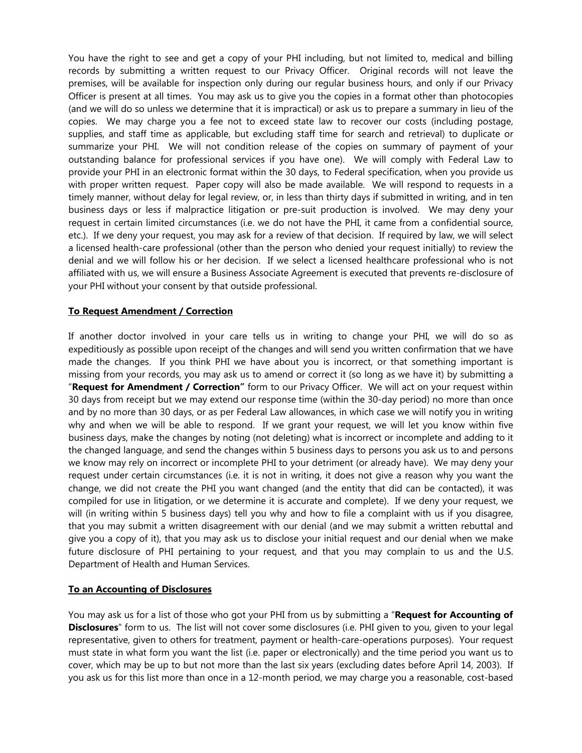You have the right to see and get a copy of your PHI including, but not limited to, medical and billing records by submitting a written request to our Privacy Officer. Original records will not leave the premises, will be available for inspection only during our regular business hours, and only if our Privacy Officer is present at all times. You may ask us to give you the copies in a format other than photocopies (and we will do so unless we determine that it is impractical) or ask us to prepare a summary in lieu of the copies. We may charge you a fee not to exceed state law to recover our costs (including postage, supplies, and staff time as applicable, but excluding staff time for search and retrieval) to duplicate or summarize your PHI. We will not condition release of the copies on summary of payment of your outstanding balance for professional services if you have one). We will comply with Federal Law to provide your PHI in an electronic format within the 30 days, to Federal specification, when you provide us with proper written request. Paper copy will also be made available. We will respond to requests in a timely manner, without delay for legal review, or, in less than thirty days if submitted in writing, and in ten business days or less if malpractice litigation or pre-suit production is involved. We may deny your request in certain limited circumstances (i.e. we do not have the PHI, it came from a confidential source, etc.). If we deny your request, you may ask for a review of that decision. If required by law, we will select a licensed health-care professional (other than the person who denied your request initially) to review the denial and we will follow his or her decision. If we select a licensed healthcare professional who is not affiliated with us, we will ensure a Business Associate Agreement is executed that prevents re-disclosure of your PHI without your consent by that outside professional.

**To Request Amendment / Correction**

If another doctor involved in your care tells us in writing to change your PHI, we will do so as expeditiously as possible upon receipt of the changes and will send you written confirmation that we have made the changes. If you think PHI we have about you is incorrect, or that something important is missing from your records, you may ask us to amend or correct it (so long as we have it) by submitting a "**Request for Amendment / Correction"** form to our Privacy Officer. We will act on your request within 30 days from receipt but we may extend our response time (within the 30-day period) no more than once and by no more than 30 days, or as per Federal Law allowances, in which case we will notify you in writing why and when we will be able to respond. If we grant your request, we will let you know within five business days, make the changes by noting (not deleting) what is incorrect or incomplete and adding to it the changed language, and send the changes within 5 business days to persons you ask us to and persons we know may rely on incorrect or incomplete PHI to your detriment (or already have). We may deny your request under certain circumstances (i.e. it is not in writing, it does not give a reason why you want the change, we did not create the PHI you want changed (and the entity that did can be contacted), it was compiled for use in litigation, or we determine it is accurate and complete). If we deny your request, we will (in writing within 5 business days) tell you why and how to file a complaint with us if you disagree, that you may submit a written disagreement with our denial (and we may submit a written rebuttal and give you a copy of it), that you may ask us to disclose your initial request and our denial when we make future disclosure of PHI pertaining to your request, and that you may complain to us and the U.S. Department of Health and Human Services.

**To an Accounting of Disclosures**

You may ask us for a list of those who got your PHI from us by submitting a "**Request for Accounting of Disclosures**" form to us. The list will not cover some disclosures (i.e. PHI given to you, given to your legal representative, given to others for treatment, payment or health-care-operations purposes). Your request must state in what form you want the list (i.e. paper or electronically) and the time period you want us to cover, which may be up to but not more than the last six years (excluding dates before April 14, 2003). If you ask us for this list more than once in a 12-month period, we may charge you a reasonable, cost-based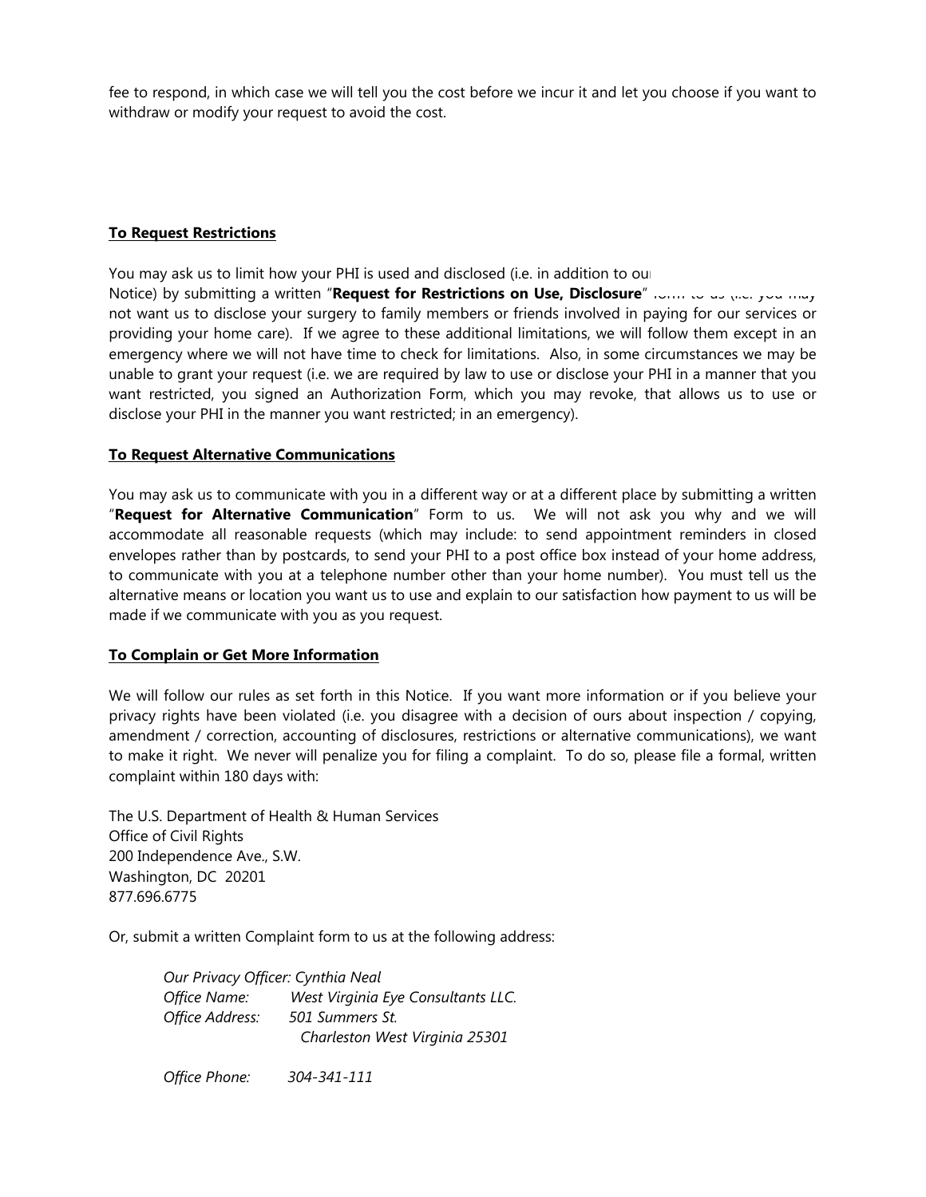fee to respond, in which case we will tell you the cost before we incur it and let you choose if you want to withdraw or modify your request to avoid the cost.

**To Request Restrictions**

You may ask us to limit how your PHI is used and disclosed (i.e. in addition to our Notice) by submitting a written "**Request for Restrictions on Use, Disclosure**" form to us (i.e. you may not want us to disclose your surgery to family members or friends involved in paying for our services or providing your home care). If we agree to these additional limitations, we will follow them except in an emergency where we will not have time to check for limitations. Also, in some circumstances we may be unable to grant your request (i.e. we are required by law to use or disclose your PHI in a manner that you want restricted, you signed an Authorization Form, which you may revoke, that allows us to use or disclose your PHI in the manner you want restricted; in an emergency).

**To Request Alternative Communications**

You may ask us to communicate with you in a different way or at a different place by submitting a written "**Request for Alternative Communication**" Form to us. We will not ask you why and we will accommodate all reasonable requests (which may include: to send appointment reminders in closed envelopes rather than by postcards, to send your PHI to a post office box instead of your home address, to communicate with you at a telephone number other than your home number). You must tell us the alternative means or location you want us to use and explain to our satisfaction how payment to us will be made if we communicate with you as you request.

**To Complain or Get More Information**

We will follow our rules as set forth in this Notice. If you want more information or if you believe your privacy rights have been violated (i.e. you disagree with a decision of ours about inspection / copying, amendment / correction, accounting of disclosures, restrictions or alternative communications), we want to make it right. We never will penalize you for filing a complaint. To do so, please file a formal, written complaint within 180 days with:

The U.S. Department of Health & Human Services
Office of Civil Rights
200 Independence Ave., S.W.
Washington, DC 20201
877.696.6775

Or, submit a written Complaint form to us at the following address:

*Our Privacy Officer: Cynthia Neal*
*Office Name:* *West Virginia Eye Consultants LLC.*
*Office Address:* *501 Summers St.*
*Charleston West Virginia 25301*

*Office Phone:* *304-341-111*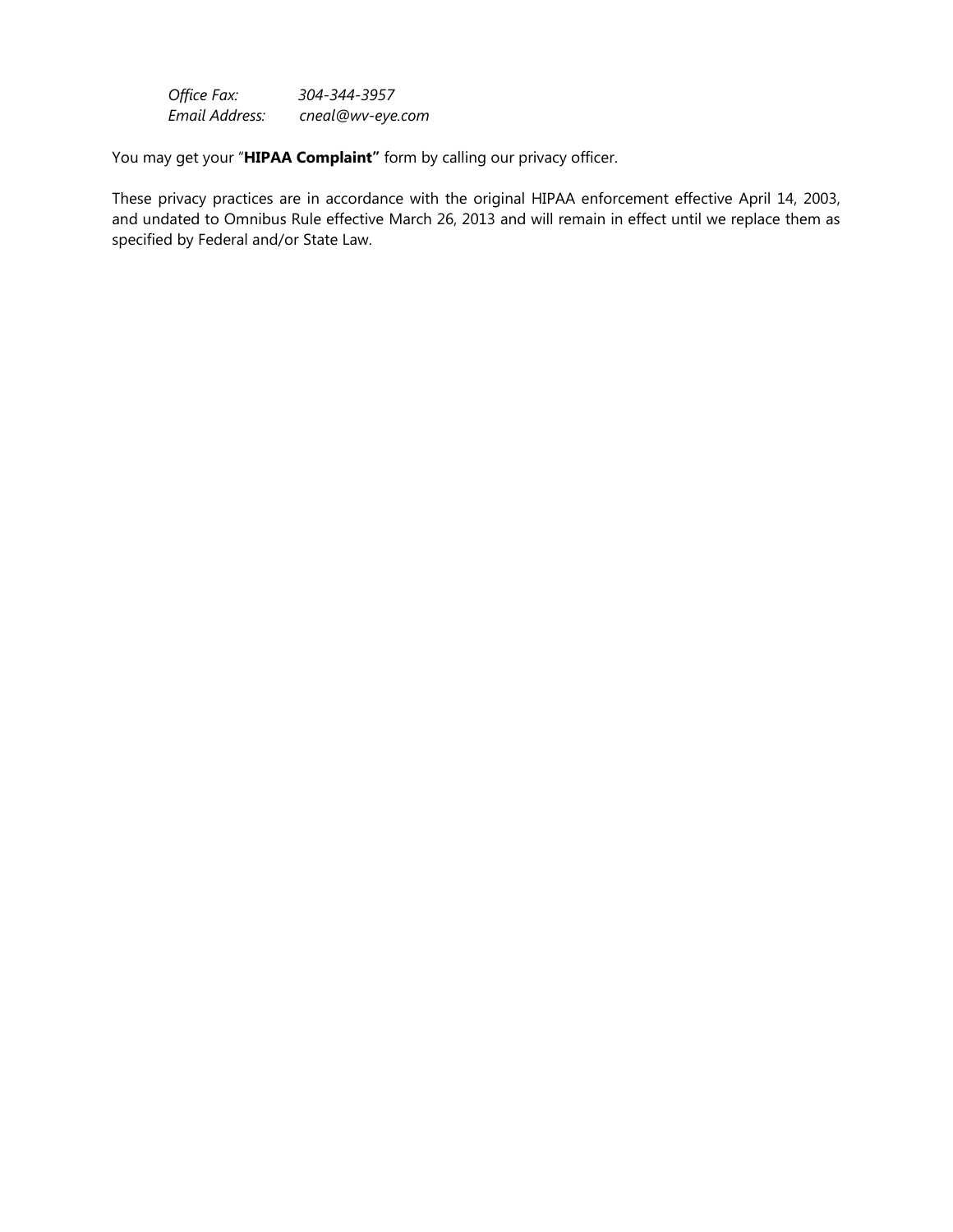*Office Fax:* *304-344-3957*
*Email Address:* *cneal@wv-eye.com*

You may get your "**HIPAA Complaint"** form by calling our privacy officer.

These privacy practices are in accordance with the original HIPAA enforcement effective April 14, 2003, and undated to Omnibus Rule effective March 26, 2013 and will remain in effect until we replace them as specified by Federal and/or State Law.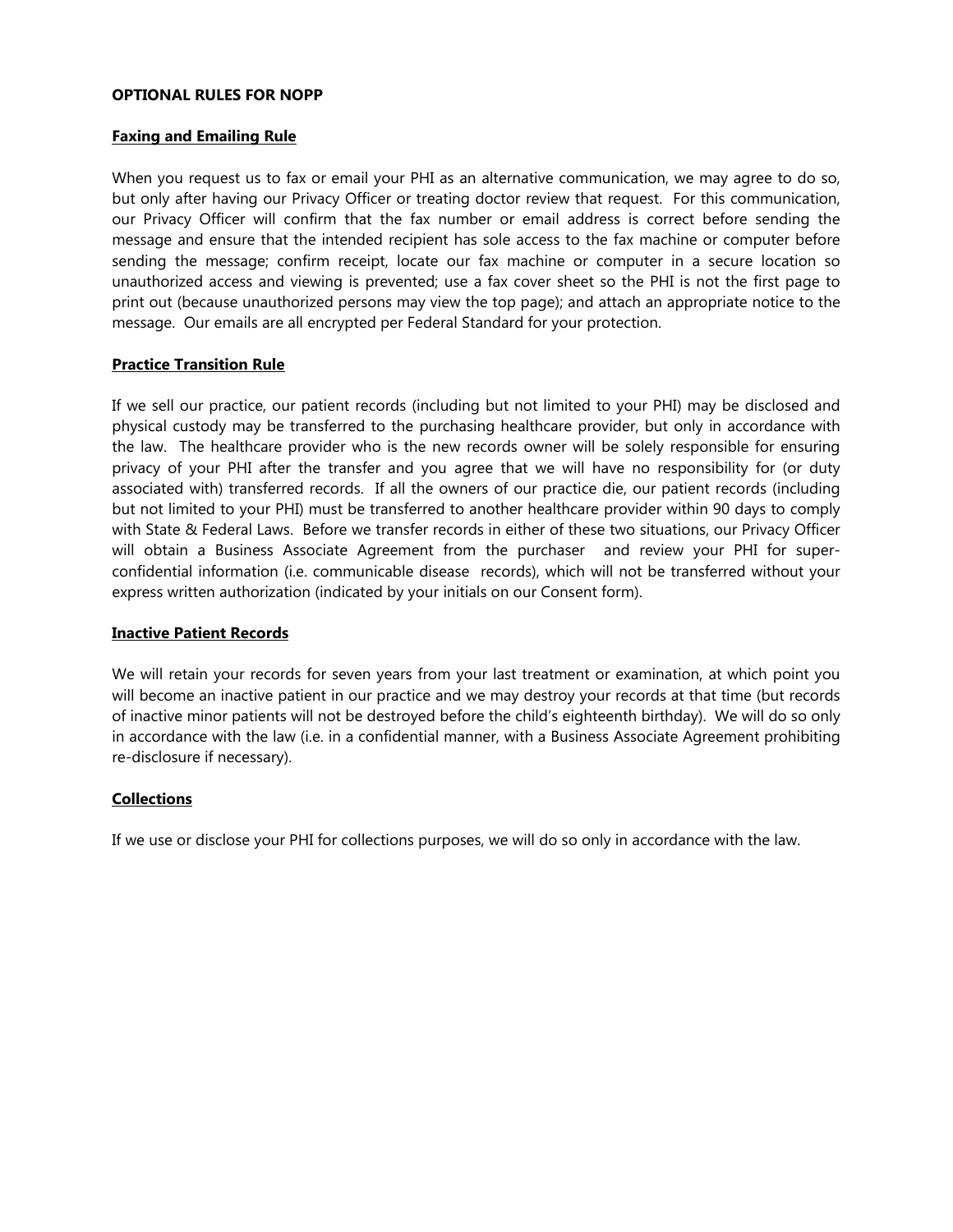**OPTIONAL RULES FOR NOPP**

**Faxing and Emailing Rule**

When you request us to fax or email your PHI as an alternative communication, we may agree to do so, but only after having our Privacy Officer or treating doctor review that request. For this communication, our Privacy Officer will confirm that the fax number or email address is correct before sending the message and ensure that the intended recipient has sole access to the fax machine or computer before sending the message; confirm receipt, locate our fax machine or computer in a secure location so unauthorized access and viewing is prevented; use a fax cover sheet so the PHI is not the first page to print out (because unauthorized persons may view the top page); and attach an appropriate notice to the message. Our emails are all encrypted per Federal Standard for your protection.

**Practice Transition Rule**

If we sell our practice, our patient records (including but not limited to your PHI) may be disclosed and physical custody may be transferred to the purchasing healthcare provider, but only in accordance with the law. The healthcare provider who is the new records owner will be solely responsible for ensuring privacy of your PHI after the transfer and you agree that we will have no responsibility for (or duty associated with) transferred records. If all the owners of our practice die, our patient records (including but not limited to your PHI) must be transferred to another healthcare provider within 90 days to comply with State & Federal Laws. Before we transfer records in either of these two situations, our Privacy Officer will obtain a Business Associate Agreement from the purchaser and review your PHI for super-confidential information (i.e. communicable disease records), which will not be transferred without your express written authorization (indicated by your initials on our Consent form).

**Inactive Patient Records**

We will retain your records for seven years from your last treatment or examination, at which point you will become an inactive patient in our practice and we may destroy your records at that time (but records of inactive minor patients will not be destroyed before the child's eighteenth birthday). We will do so only in accordance with the law (i.e. in a confidential manner, with a Business Associate Agreement prohibiting re-disclosure if necessary).

**Collections**

If we use or disclose your PHI for collections purposes, we will do so only in accordance with the law.